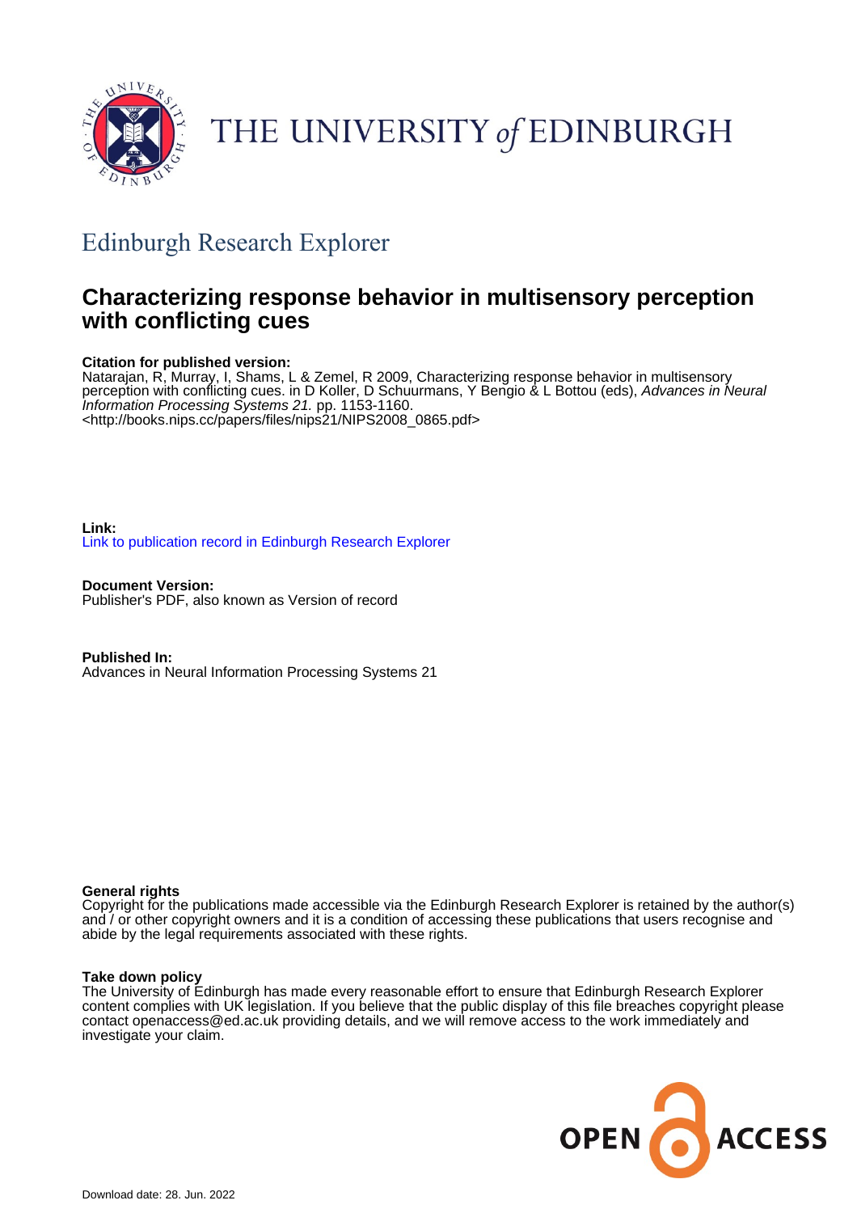THE UNIVERSITY of EDINBURGH

## Edinburgh Research Explorer

# Characterizing response behavior in multisensory perception with conflicting cues

**Citation for published version:**
Natarajan, R, Murray, I, Shams, L & Zemel, R 2009, Characterizing response behavior in multisensory perception with conflicting cues. in D Koller, D Schuurmans, Y Bengio & L Bottou (eds), *Advances in Neural Information Processing Systems 21.* pp. 1153-1160.
<http://books.nips.cc/papers/files/nips21/NIPS2008_0865.pdf>

**Link:**
Link to publication record in Edinburgh Research Explorer

**Document Version:**
Publisher's PDF, also known as Version of record

**Published In:**
Advances in Neural Information Processing Systems 21

**General rights**
Copyright for the publications made accessible via the Edinburgh Research Explorer is retained by the author(s) and / or other copyright owners and it is a condition of accessing these publications that users recognise and abide by the legal requirements associated with these rights.

**Take down policy**
The University of Edinburgh has made every reasonable effort to ensure that Edinburgh Research Explorer content complies with UK legislation. If you believe that the public display of this file breaches copyright please contact openaccess@ed.ac.uk providing details, and we will remove access to the work immediately and investigate your claim.

OPEN ACCESS

Download date: 28. Jun. 2022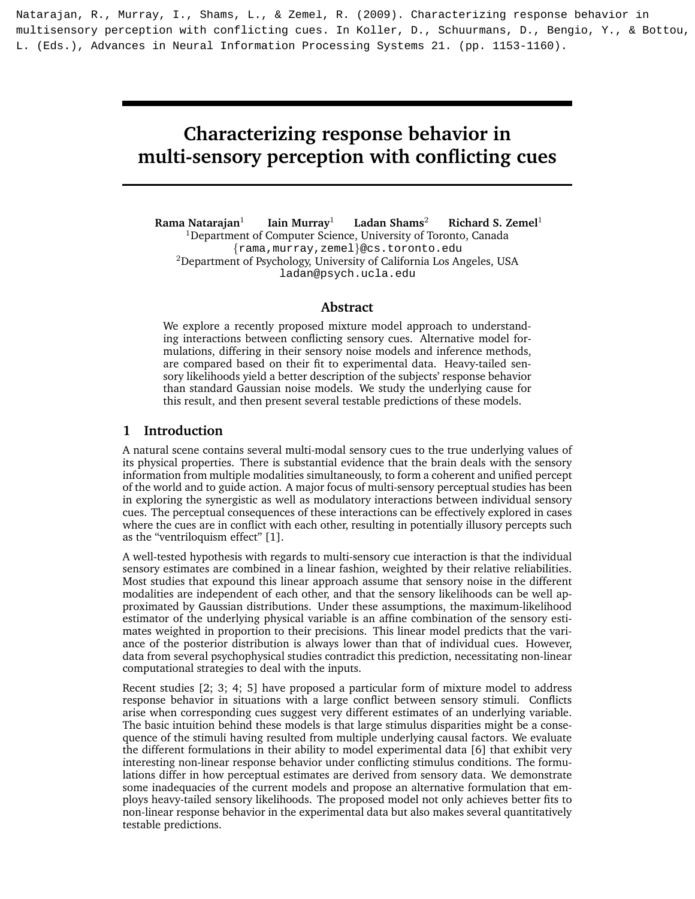Natarajan, R., Murray, I., Shams, L., & Zemel, R. (2009). Characterizing response behavior in multisensory perception with conflicting cues. In Koller, D., Schuurmans, D., Bengio, Y., & Bottou, L. (Eds.), Advances in Neural Information Processing Systems 21. (pp. 1153-1160).

# Characterizing response behavior in multi-sensory perception with conflicting cues

**Rama Natarajan**[1] **Iain Murray**[1] **Ladan Shams**[2] **Richard S. Zemel**[1]

[1]Department of Computer Science, University of Toronto, Canada
{rama,murray,zemel}@cs.toronto.edu

[2]Department of Psychology, University of California Los Angeles, USA
ladan@psych.ucla.edu

## Abstract

We explore a recently proposed mixture model approach to understanding interactions between conflicting sensory cues. Alternative model formulations, differing in their sensory noise models and inference methods, are compared based on their fit to experimental data. Heavy-tailed sensory likelihoods yield a better description of the subjects' response behavior than standard Gaussian noise models. We study the underlying cause for this result, and then present several testable predictions of these models.

## 1 Introduction

A natural scene contains several multi-modal sensory cues to the true underlying values of its physical properties. There is substantial evidence that the brain deals with the sensory information from multiple modalities simultaneously, to form a coherent and unified percept of the world and to guide action. A major focus of multi-sensory perceptual studies has been in exploring the synergistic as well as modulatory interactions between individual sensory cues. The perceptual consequences of these interactions can be effectively explored in cases where the cues are in conflict with each other, resulting in potentially illusory percepts such as the "ventriloquism effect" [1].

A well-tested hypothesis with regards to multi-sensory cue interaction is that the individual sensory estimates are combined in a linear fashion, weighted by their relative reliabilities. Most studies that expound this linear approach assume that sensory noise in the different modalities are independent of each other, and that the sensory likelihoods can be well approximated by Gaussian distributions. Under these assumptions, the maximum-likelihood estimator of the underlying physical variable is an affine combination of the sensory estimates weighted in proportion to their precisions. This linear model predicts that the variance of the posterior distribution is always lower than that of individual cues. However, data from several psychophysical studies contradict this prediction, necessitating non-linear computational strategies to deal with the inputs.

Recent studies [2; 3; 4; 5] have proposed a particular form of mixture model to address response behavior in situations with a large conflict between sensory stimuli. Conflicts arise when corresponding cues suggest very different estimates of an underlying variable. The basic intuition behind these models is that large stimulus disparities might be a consequence of the stimuli having resulted from multiple underlying causal factors. We evaluate the different formulations in their ability to model experimental data [6] that exhibit very interesting non-linear response behavior under conflicting stimulus conditions. The formulations differ in how perceptual estimates are derived from sensory data. We demonstrate some inadequacies of the current models and propose an alternative formulation that employs heavy-tailed sensory likelihoods. The proposed model not only achieves better fits to non-linear response behavior in the experimental data but also makes several quantitatively testable predictions.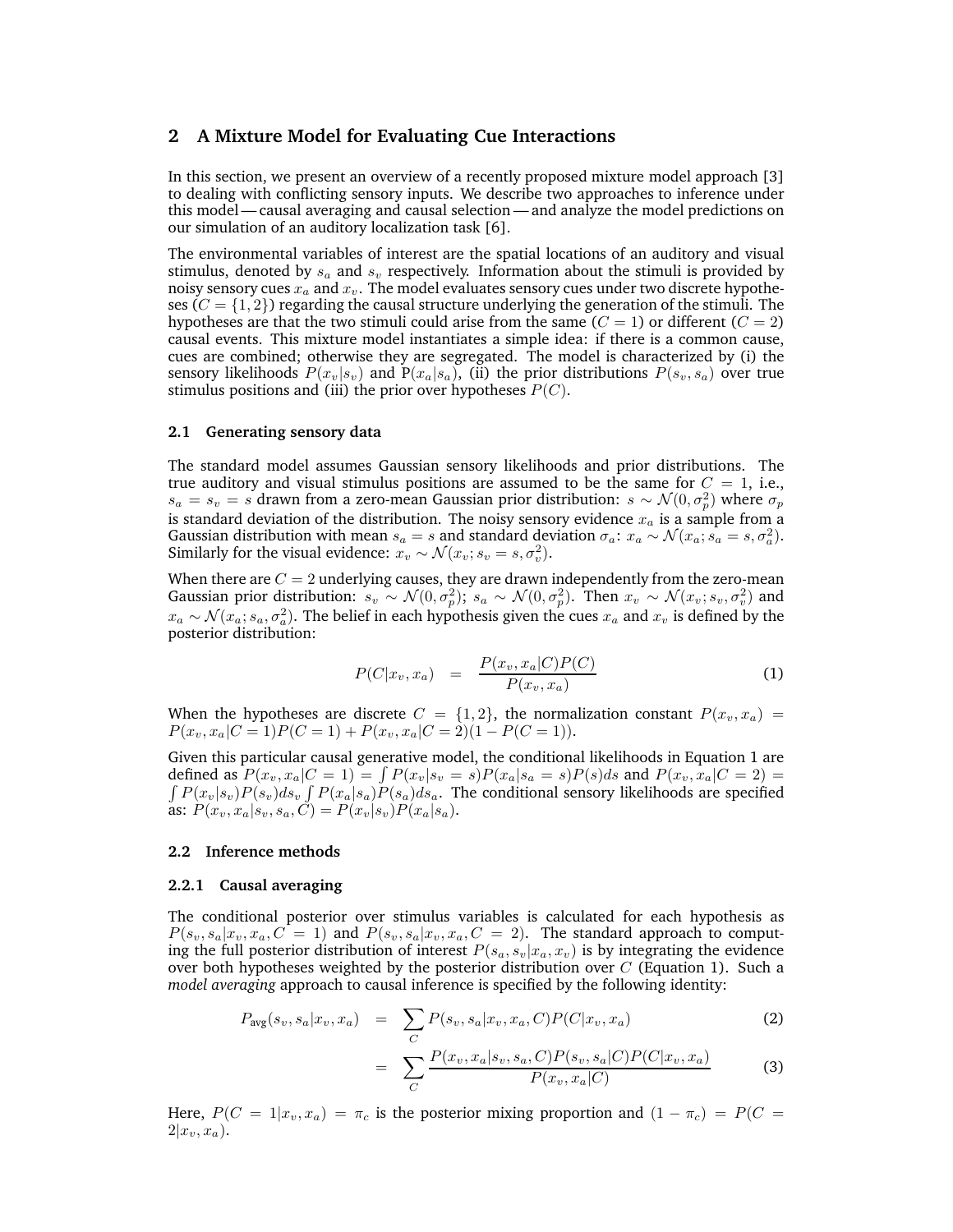## 2 A Mixture Model for Evaluating Cue Interactions

In this section, we present an overview of a recently proposed mixture model approach [3] to dealing with conflicting sensory inputs. We describe two approaches to inference under this model — causal averaging and causal selection — and analyze the model predictions on our simulation of an auditory localization task [6].

The environmental variables of interest are the spatial locations of an auditory and visual stimulus, denoted by $s_a$ and $s_v$ respectively. Information about the stimuli is provided by noisy sensory cues $x_a$ and $x_v$. The model evaluates sensory cues under two discrete hypotheses ($C = \{1, 2\}$) regarding the causal structure underlying the generation of the stimuli. The hypotheses are that the two stimuli could arise from the same ($C = 1$) or different ($C = 2$) causal events. This mixture model instantiates a simple idea: if there is a common cause, cues are combined; otherwise they are segregated. The model is characterized by (i) the sensory likelihoods $P(x_v|s_v)$ and $P(x_a|s_a)$, (ii) the prior distributions $P(s_v, s_a)$ over true stimulus positions and (iii) the prior over hypotheses $P(C)$.

### 2.1 Generating sensory data

The standard model assumes Gaussian sensory likelihoods and prior distributions. The true auditory and visual stimulus positions are assumed to be the same for $C = 1$, i.e., $s_a = s_v = s$ drawn from a zero-mean Gaussian prior distribution: $s \sim \mathcal{N}(0, \sigma_p^2)$ where $\sigma_p$ is standard deviation of the distribution. The noisy sensory evidence $x_a$ is a sample from a Gaussian distribution with mean $s_a = s$ and standard deviation $\sigma_a$: $x_a \sim \mathcal{N}(x_a; s_a = s, \sigma_a^2)$. Similarly for the visual evidence: $x_v \sim \mathcal{N}(x_v; s_v = s, \sigma_v^2)$.

When there are $C = 2$ underlying causes, they are drawn independently from the zero-mean Gaussian prior distribution: $s_v \sim \mathcal{N}(0, \sigma_p^2)$; $s_a \sim \mathcal{N}(0, \sigma_p^2)$. Then $x_v \sim \mathcal{N}(x_v; s_v, \sigma_v^2)$ and $x_a \sim \mathcal{N}(x_a; s_a, \sigma_a^2)$. The belief in each hypothesis given the cues $x_a$ and $x_v$ is defined by the posterior distribution:

$$P(C|x_v, x_a) = \frac{P(x_v, x_a|C)P(C)}{P(x_v, x_a)} \tag{1}$$

When the hypotheses are discrete $C = \{1, 2\}$, the normalization constant $P(x_v, x_a) = P(x_v, x_a|C = 1)P(C = 1) + P(x_v, x_a|C = 2)(1 - P(C = 1))$.

Given this particular causal generative model, the conditional likelihoods in Equation 1 are defined as $P(x_v, x_a|C = 1) = \int P(x_v|s_v = s)P(x_a|s_a = s)P(s)ds$ and $P(x_v, x_a|C = 2) = \int P(x_v|s_v)P(s_v)ds_v \int P(x_a|s_a)P(s_a)ds_a$. The conditional sensory likelihoods are specified as: $P(x_v, x_a|s_v, s_a, C) = P(x_v|s_v)P(x_a|s_a)$.

### 2.2 Inference methods

#### 2.2.1 Causal averaging

The conditional posterior over stimulus variables is calculated for each hypothesis as $P(s_v, s_a|x_v, x_a, C = 1)$ and $P(s_v, s_a|x_v, x_a, C = 2)$. The standard approach to computing the full posterior distribution of interest $P(s_a, s_v|x_a, x_v)$ is by integrating the evidence over both hypotheses weighted by the posterior distribution over $C$ (Equation 1). Such a *model averaging* approach to causal inference is specified by the following identity:

$$P_{\text{avg}}(s_v, s_a|x_v, x_a) = \sum_C P(s_v, s_a|x_v, x_a, C)P(C|x_v, x_a) \tag{2}$$

$$= \sum_C \frac{P(x_v, x_a|s_v, s_a, C)P(s_v, s_a|C)P(C|x_v, x_a)}{P(x_v, x_a|C)} \tag{3}$$

Here, $P(C = 1|x_v, x_a) = \pi_c$ is the posterior mixing proportion and $(1 - \pi_c) = P(C = 2|x_v, x_a)$.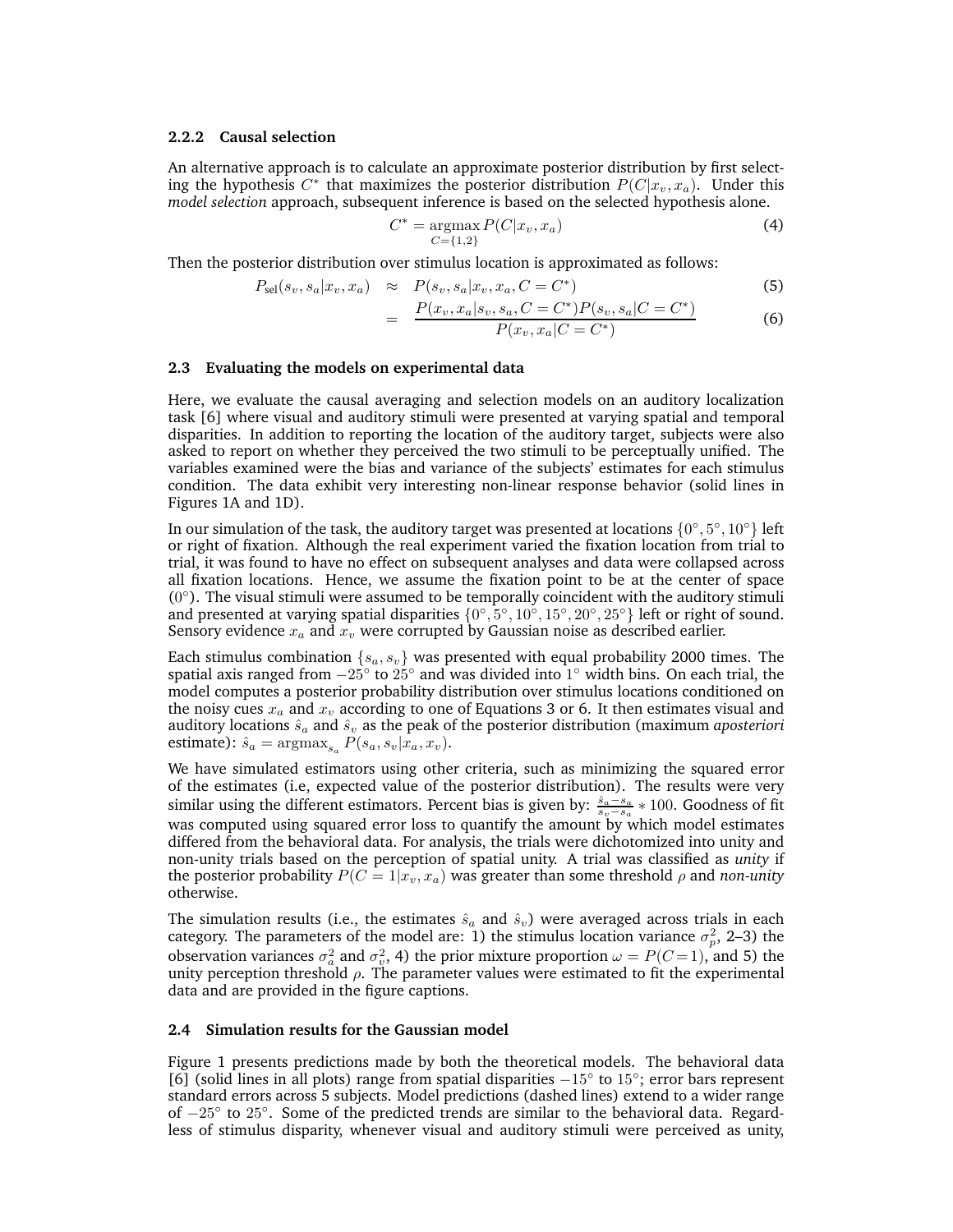### 2.2.2 Causal selection

An alternative approach is to calculate an approximate posterior distribution by first selecting the hypothesis $C^*$ that maximizes the posterior distribution $P(C|x_v, x_a)$. Under this *model selection* approach, subsequent inference is based on the selected hypothesis alone.

$$C^* = \underset{C=\{1,2\}}{\operatorname{argmax}} P(C|x_v, x_a) \tag{4}$$

Then the posterior distribution over stimulus location is approximated as follows:

$$\begin{aligned} P_{\text{sel}}(s_v, s_a|x_v, x_a) &\approx P(s_v, s_a|x_v, x_a, C = C^*) &(5)\\ &= \frac{P(x_v, x_a|s_v, s_a, C = C^*)P(s_v, s_a|C = C^*)}{P(x_v, x_a|C = C^*)} &(6) \end{aligned}$$

## 2.3 Evaluating the models on experimental data

Here, we evaluate the causal averaging and selection models on an auditory localization task [6] where visual and auditory stimuli were presented at varying spatial and temporal disparities. In addition to reporting the location of the auditory target, subjects were also asked to report on whether they perceived the two stimuli to be perceptually unified. The variables examined were the bias and variance of the subjects' estimates for each stimulus condition. The data exhibit very interesting non-linear response behavior (solid lines in Figures 1A and 1D).

In our simulation of the task, the auditory target was presented at locations $\{0°, 5°, 10°\}$ left or right of fixation. Although the real experiment varied the fixation location from trial to trial, it was found to have no effect on subsequent analyses and data were collapsed across all fixation locations. Hence, we assume the fixation point to be at the center of space ($0°$). The visual stimuli were assumed to be temporally coincident with the auditory stimuli and presented at varying spatial disparities $\{0°, 5°, 10°, 15°, 20°, 25°\}$ left or right of sound. Sensory evidence $x_a$ and $x_v$ were corrupted by Gaussian noise as described earlier.

Each stimulus combination $\{s_a, s_v\}$ was presented with equal probability 2000 times. The spatial axis ranged from $-25°$ to $25°$ and was divided into $1°$ width bins. On each trial, the model computes a posterior probability distribution over stimulus locations conditioned on the noisy cues $x_a$ and $x_v$ according to one of Equations 3 or 6. It then estimates visual and auditory locations $\hat{s}_a$ and $\hat{s}_v$ as the peak of the posterior distribution (maximum *aposteriori* estimate): $\hat{s}_a = \operatorname{argmax}_{s_a} P(s_a, s_v|x_a, x_v)$.

We have simulated estimators using other criteria, such as minimizing the squared error of the estimates (i.e, expected value of the posterior distribution). The results were very similar using the different estimators. Percent bias is given by: $\frac{\hat{s}_a - s_a}{s_v - s_a} * 100$. Goodness of fit was computed using squared error loss to quantify the amount by which model estimates differed from the behavioral data. For analysis, the trials were dichotomized into unity and non-unity trials based on the perception of spatial unity. A trial was classified as *unity* if the posterior probability $P(C = 1|x_v, x_a)$ was greater than some threshold $\rho$ and *non-unity* otherwise.

The simulation results (i.e., the estimates $\hat{s}_a$ and $\hat{s}_v$) were averaged across trials in each category. The parameters of the model are: 1) the stimulus location variance $\sigma_p^2$, 2–3) the observation variances $\sigma_a^2$ and $\sigma_v^2$, 4) the prior mixture proportion $\omega = P(C=1)$, and 5) the unity perception threshold $\rho$. The parameter values were estimated to fit the experimental data and are provided in the figure captions.

## 2.4 Simulation results for the Gaussian model

Figure 1 presents predictions made by both the theoretical models. The behavioral data [6] (solid lines in all plots) range from spatial disparities $-15°$ to $15°$; error bars represent standard errors across 5 subjects. Model predictions (dashed lines) extend to a wider range of $-25°$ to $25°$. Some of the predicted trends are similar to the behavioral data. Regardless of stimulus disparity, whenever visual and auditory stimuli were perceived as unity,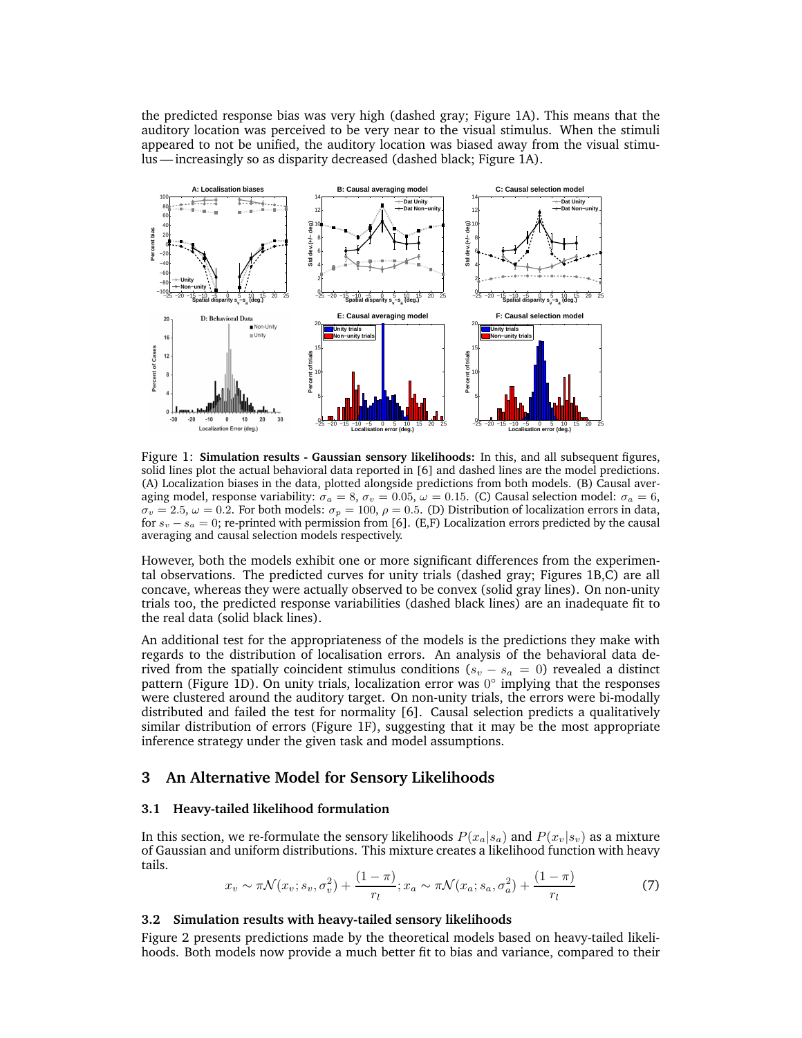the predicted response bias was very high (dashed gray; Figure 1A). This means that the auditory location was perceived to be very near to the visual stimulus. When the stimuli appeared to not be unified, the auditory location was biased away from the visual stimulus — increasingly so as disparity decreased (dashed black; Figure 1A).

Figure 1: **Simulation results - Gaussian sensory likelihoods:** In this, and all subsequent figures, solid lines plot the actual behavioral data reported in [6] and dashed lines are the model predictions. (A) Localization biases in the data, plotted alongside predictions from both models. (B) Causal averaging model, response variability: $\sigma_a = 8$, $\sigma_v = 0.05$, $\omega = 0.15$. (C) Causal selection model: $\sigma_a = 6$, $\sigma_v = 2.5$, $\omega = 0.2$. For both models: $\sigma_p = 100$, $\rho = 0.5$. (D) Distribution of localization errors in data, for $s_v - s_a = 0$; re-printed with permission from [6]. (E,F) Localization errors predicted by the causal averaging and causal selection models respectively.

However, both the models exhibit one or more significant differences from the experimental observations. The predicted curves for unity trials (dashed gray; Figures 1B,C) are all concave, whereas they were actually observed to be convex (solid gray lines). On non-unity trials too, the predicted response variabilities (dashed black lines) are an inadequate fit to the real data (solid black lines).

An additional test for the appropriateness of the models is the predictions they make with regards to the distribution of localisation errors. An analysis of the behavioral data derived from the spatially coincident stimulus conditions ($s_v - s_a = 0$) revealed a distinct pattern (Figure 1D). On unity trials, localization error was $0°$ implying that the responses were clustered around the auditory target. On non-unity trials, the errors were bi-modally distributed and failed the test for normality [6]. Causal selection predicts a qualitatively similar distribution of errors (Figure 1F), suggesting that it may be the most appropriate inference strategy under the given task and model assumptions.

## 3 An Alternative Model for Sensory Likelihoods

### 3.1 Heavy-tailed likelihood formulation

In this section, we re-formulate the sensory likelihoods $P(x_a|s_a)$ and $P(x_v|s_v)$ as a mixture of Gaussian and uniform distributions. This mixture creates a likelihood function with heavy tails.

$$x_v \sim \pi \mathcal{N}(x_v; s_v, \sigma_v^2) + \frac{(1-\pi)}{r_l}; x_a \sim \pi \mathcal{N}(x_a; s_a, \sigma_a^2) + \frac{(1-\pi)}{r_l} \tag{7}$$

### 3.2 Simulation results with heavy-tailed sensory likelihoods

Figure 2 presents predictions made by the theoretical models based on heavy-tailed likelihoods. Both models now provide a much better fit to bias and variance, compared to their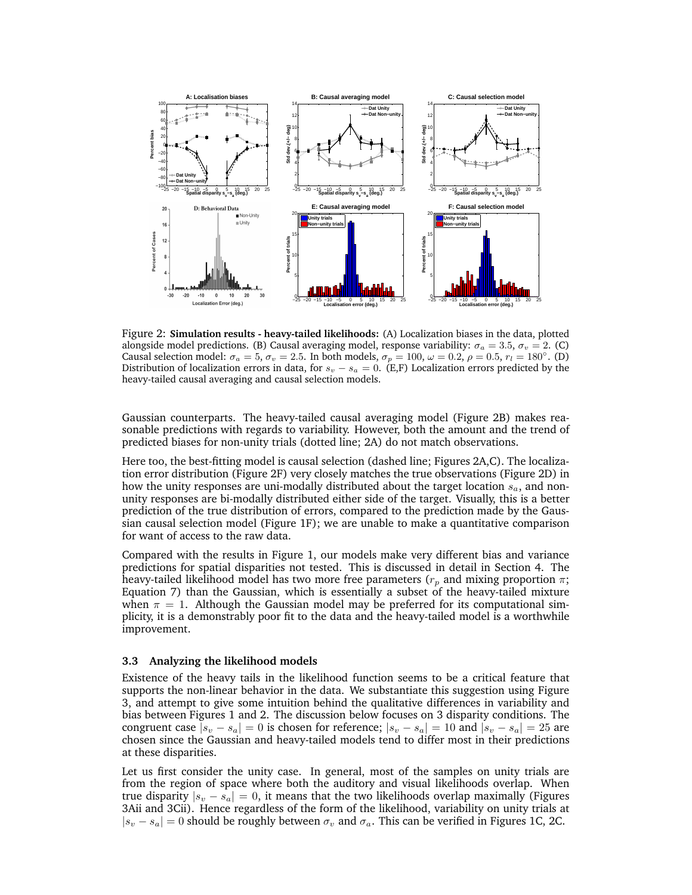Figure 2: **Simulation results - heavy-tailed likelihoods:** (A) Localization biases in the data, plotted alongside model predictions. (B) Causal averaging model, response variability: $\sigma_a = 3.5$, $\sigma_v = 2$. (C) Causal selection model: $\sigma_a = 5$, $\sigma_v = 2.5$. In both models, $\sigma_p = 100$, $\omega = 0.2$, $\rho = 0.5$, $r_l = 180°$. (D) Distribution of localization errors in data, for $s_v - s_a = 0$. (E,F) Localization errors predicted by the heavy-tailed causal averaging and causal selection models.

Gaussian counterparts. The heavy-tailed causal averaging model (Figure 2B) makes reasonable predictions with regards to variability. However, both the amount and the trend of predicted biases for non-unity trials (dotted line; 2A) do not match observations.

Here too, the best-fitting model is causal selection (dashed line; Figures 2A,C). The localization error distribution (Figure 2F) very closely matches the true observations (Figure 2D) in how the unity responses are uni-modally distributed about the target location $s_a$, and non-unity responses are bi-modally distributed either side of the target. Visually, this is a better prediction of the true distribution of errors, compared to the prediction made by the Gaussian causal selection model (Figure 1F); we are unable to make a quantitative comparison for want of access to the raw data.

Compared with the results in Figure 1, our models make very different bias and variance predictions for spatial disparities not tested. This is discussed in detail in Section 4. The heavy-tailed likelihood model has two more free parameters ($r_p$ and mixing proportion $\pi$; Equation 7) than the Gaussian, which is essentially a subset of the heavy-tailed mixture when $\pi = 1$. Although the Gaussian model may be preferred for its computational simplicity, it is a demonstrably poor fit to the data and the heavy-tailed model is a worthwhile improvement.

### 3.3 Analyzing the likelihood models

Existence of the heavy tails in the likelihood function seems to be a critical feature that supports the non-linear behavior in the data. We substantiate this suggestion using Figure 3, and attempt to give some intuition behind the qualitative differences in variability and bias between Figures 1 and 2. The discussion below focuses on 3 disparity conditions. The congruent case $|s_v - s_a| = 0$ is chosen for reference; $|s_v - s_a| = 10$ and $|s_v - s_a| = 25$ are chosen since the Gaussian and heavy-tailed models tend to differ most in their predictions at these disparities.

Let us first consider the unity case. In general, most of the samples on unity trials are from the region of space where both the auditory and visual likelihoods overlap. When true disparity $|s_v - s_a| = 0$, it means that the two likelihoods overlap maximally (Figures 3Aii and 3Cii). Hence regardless of the form of the likelihood, variability on unity trials at $|s_v - s_a| = 0$ should be roughly between $\sigma_v$ and $\sigma_a$. This can be verified in Figures 1C, 2C.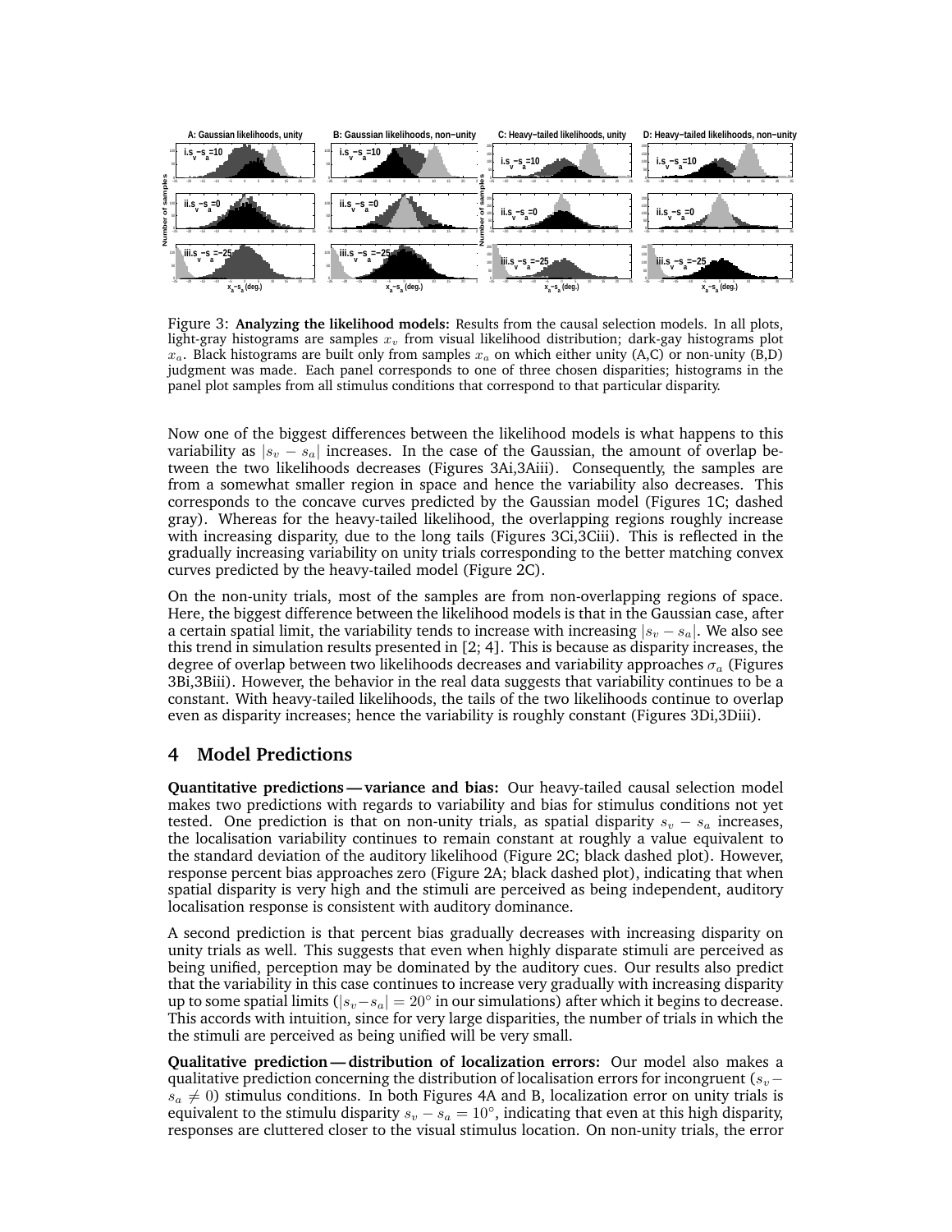Figure 3: **Analyzing the likelihood models:** Results from the causal selection models. In all plots, light-gray histograms are samples $x_v$ from visual likelihood distribution; dark-gay histograms plot $x_a$. Black histograms are built only from samples $x_a$ on which either unity (A,C) or non-unity (B,D) judgment was made. Each panel corresponds to one of three chosen disparities; histograms in the panel plot samples from all stimulus conditions that correspond to that particular disparity.

Now one of the biggest differences between the likelihood models is what happens to this variability as $|s_v - s_a|$ increases. In the case of the Gaussian, the amount of overlap between the two likelihoods decreases (Figures 3Ai,3Aiii). Consequently, the samples are from a somewhat smaller region in space and hence the variability also decreases. This corresponds to the concave curves predicted by the Gaussian model (Figures 1C; dashed gray). Whereas for the heavy-tailed likelihood, the overlapping regions roughly increase with increasing disparity, due to the long tails (Figures 3Ci,3Ciii). This is reflected in the gradually increasing variability on unity trials corresponding to the better matching convex curves predicted by the heavy-tailed model (Figure 2C).

On the non-unity trials, most of the samples are from non-overlapping regions of space. Here, the biggest difference between the likelihood models is that in the Gaussian case, after a certain spatial limit, the variability tends to increase with increasing $|s_v - s_a|$. We also see this trend in simulation results presented in [2; 4]. This is because as disparity increases, the degree of overlap between two likelihoods decreases and variability approaches $\sigma_a$ (Figures 3Bi,3Biii). However, the behavior in the real data suggests that variability continues to be a constant. With heavy-tailed likelihoods, the tails of the two likelihoods continue to overlap even as disparity increases; hence the variability is roughly constant (Figures 3Di,3Diii).

## 4 Model Predictions

**Quantitative predictions — variance and bias:** Our heavy-tailed causal selection model makes two predictions with regards to variability and bias for stimulus conditions not yet tested. One prediction is that on non-unity trials, as spatial disparity $s_v - s_a$ increases, the localisation variability continues to remain constant at roughly a value equivalent to the standard deviation of the auditory likelihood (Figure 2C; black dashed plot). However, response percent bias approaches zero (Figure 2A; black dashed plot), indicating that when spatial disparity is very high and the stimuli are perceived as being independent, auditory localisation response is consistent with auditory dominance.

A second prediction is that percent bias gradually decreases with increasing disparity on unity trials as well. This suggests that even when highly disparate stimuli are perceived as being unified, perception may be dominated by the auditory cues. Our results also predict that the variability in this case continues to increase very gradually with increasing disparity up to some spatial limits ($|s_v - s_a| = 20^\circ$ in our simulations) after which it begins to decrease. This accords with intuition, since for very large disparities, the number of trials in which the the stimuli are perceived as being unified will be very small.

**Qualitative prediction — distribution of localization errors:** Our model also makes a qualitative prediction concerning the distribution of localisation errors for incongruent ($s_v - s_a \neq 0$) stimulus conditions. In both Figures 4A and B, localization error on unity trials is equivalent to the stimulu disparity $s_v - s_a = 10^\circ$, indicating that even at this high disparity, responses are cluttered closer to the visual stimulus location. On non-unity trials, the error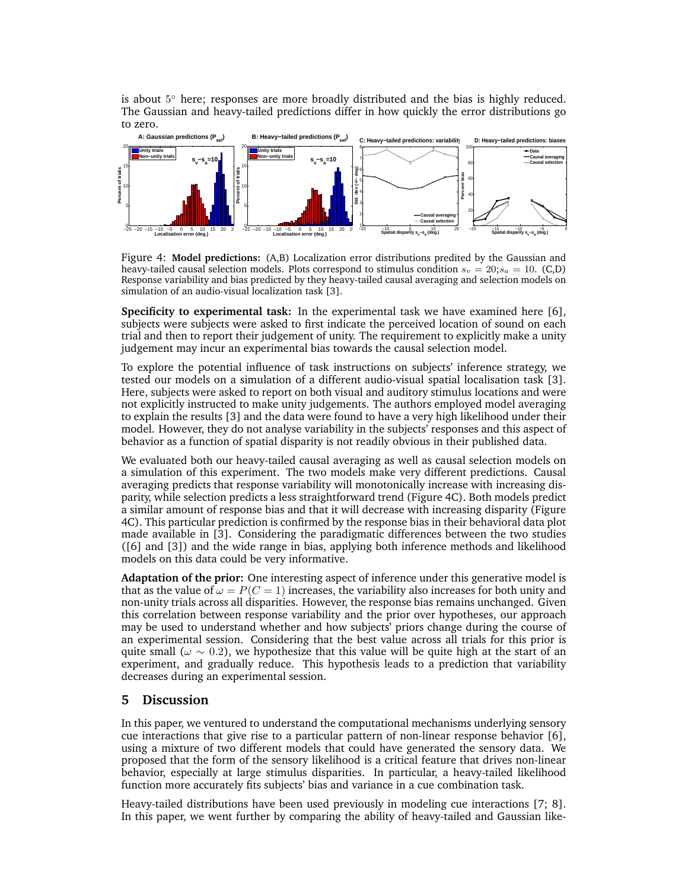is about 5° here; responses are more broadly distributed and the bias is highly reduced. The Gaussian and heavy-tailed predictions differ in how quickly the error distributions go to zero.

Figure 4: **Model predictions:** (A,B) Localization error distributions predited by the Gaussian and heavy-tailed causal selection models. Plots correspond to stimulus condition $s_v = 20; s_a = 10$. (C,D) Response variability and bias predicted by they heavy-tailed causal averaging and selection models on simulation of an audio-visual localization task [3].

**Specificity to experimental task:** In the experimental task we have examined here [6], subjects were subjects were asked to first indicate the perceived location of sound on each trial and then to report their judgement of unity. The requirement to explicitly make a unity judgement may incur an experimental bias towards the causal selection model.

To explore the potential influence of task instructions on subjects' inference strategy, we tested our models on a simulation of a different audio-visual spatial localisation task [3]. Here, subjects were asked to report on both visual and auditory stimulus locations and were not explicitly instructed to make unity judgements. The authors employed model averaging to explain the results [3] and the data were found to have a very high likelihood under their model. However, they do not analyse variability in the subjects' responses and this aspect of behavior as a function of spatial disparity is not readily obvious in their published data.

We evaluated both our heavy-tailed causal averaging as well as causal selection models on a simulation of this experiment. The two models make very different predictions. Causal averaging predicts that response variability will monotonically increase with increasing disparity, while selection predicts a less straightforward trend (Figure 4C). Both models predict a similar amount of response bias and that it will decrease with increasing disparity (Figure 4C). This particular prediction is confirmed by the response bias in their behavioral data plot made available in [3]. Considering the paradigmatic differences between the two studies ([6] and [3]) and the wide range in bias, applying both inference methods and likelihood models on this data could be very informative.

**Adaptation of the prior:** One interesting aspect of inference under this generative model is that as the value of $\omega = P(C = 1)$ increases, the variability also increases for both unity and non-unity trials across all disparities. However, the response bias remains unchanged. Given this correlation between response variability and the prior over hypotheses, our approach may be used to understand whether and how subjects' priors change during the course of an experimental session. Considering that the best value across all trials for this prior is quite small ($\omega \sim 0.2$), we hypothesize that this value will be quite high at the start of an experiment, and gradually reduce. This hypothesis leads to a prediction that variability decreases during an experimental session.

## 5 Discussion

In this paper, we ventured to understand the computational mechanisms underlying sensory cue interactions that give rise to a particular pattern of non-linear response behavior [6], using a mixture of two different models that could have generated the sensory data. We proposed that the form of the sensory likelihood is a critical feature that drives non-linear behavior, especially at large stimulus disparities. In particular, a heavy-tailed likelihood function more accurately fits subjects' bias and variance in a cue combination task.

Heavy-tailed distributions have been used previously in modeling cue interactions [7; 8]. In this paper, we went further by comparing the ability of heavy-tailed and Gaussian like-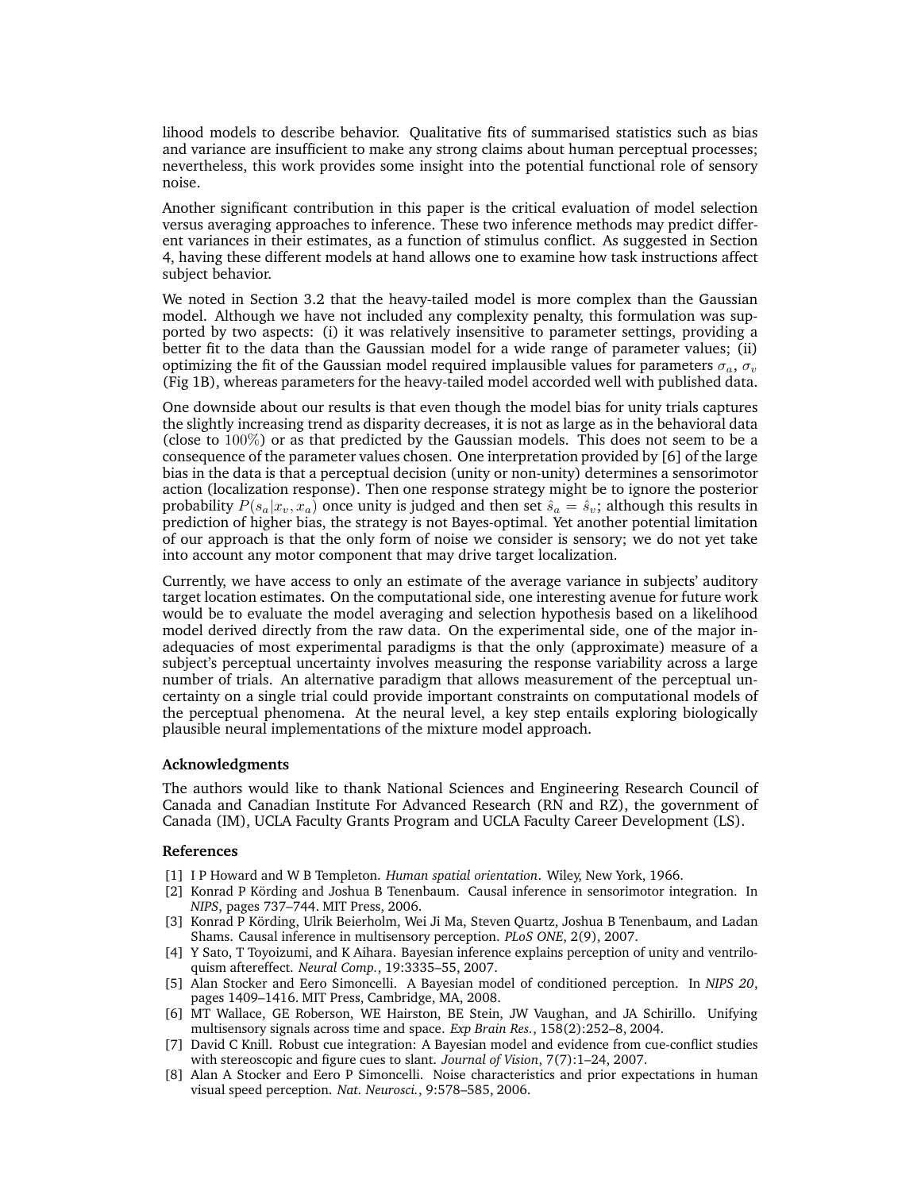lihood models to describe behavior. Qualitative fits of summarised statistics such as bias and variance are insufficient to make any strong claims about human perceptual processes; nevertheless, this work provides some insight into the potential functional role of sensory noise.

Another significant contribution in this paper is the critical evaluation of model selection versus averaging approaches to inference. These two inference methods may predict different variances in their estimates, as a function of stimulus conflict. As suggested in Section 4, having these different models at hand allows one to examine how task instructions affect subject behavior.

We noted in Section 3.2 that the heavy-tailed model is more complex than the Gaussian model. Although we have not included any complexity penalty, this formulation was supported by two aspects: (i) it was relatively insensitive to parameter settings, providing a better fit to the data than the Gaussian model for a wide range of parameter values; (ii) optimizing the fit of the Gaussian model required implausible values for parameters $\sigma_a$, $\sigma_v$ (Fig 1B), whereas parameters for the heavy-tailed model accorded well with published data.

One downside about our results is that even though the model bias for unity trials captures the slightly increasing trend as disparity decreases, it is not as large as in the behavioral data (close to $100\%$) or as that predicted by the Gaussian models. This does not seem to be a consequence of the parameter values chosen. One interpretation provided by [6] of the large bias in the data is that a perceptual decision (unity or non-unity) determines a sensorimotor action (localization response). Then one response strategy might be to ignore the posterior probability $P(s_a|x_v, x_a)$ once unity is judged and then set $\hat{s}_a = \hat{s}_v$; although this results in prediction of higher bias, the strategy is not Bayes-optimal. Yet another potential limitation of our approach is that the only form of noise we consider is sensory; we do not yet take into account any motor component that may drive target localization.

Currently, we have access to only an estimate of the average variance in subjects' auditory target location estimates. On the computational side, one interesting avenue for future work would be to evaluate the model averaging and selection hypothesis based on a likelihood model derived directly from the raw data. On the experimental side, one of the major inadequacies of most experimental paradigms is that the only (approximate) measure of a subject's perceptual uncertainty involves measuring the response variability across a large number of trials. An alternative paradigm that allows measurement of the perceptual uncertainty on a single trial could provide important constraints on computational models of the perceptual phenomena. At the neural level, a key step entails exploring biologically plausible neural implementations of the mixture model approach.

### Acknowledgments

The authors would like to thank National Sciences and Engineering Research Council of Canada and Canadian Institute For Advanced Research (RN and RZ), the government of Canada (IM), UCLA Faculty Grants Program and UCLA Faculty Career Development (LS).

### References

[1] I P Howard and W B Templeton. *Human spatial orientation*. Wiley, New York, 1966.

[2] Konrad P Körding and Joshua B Tenenbaum. Causal inference in sensorimotor integration. In *NIPS*, pages 737–744. MIT Press, 2006.

[3] Konrad P Körding, Ulrik Beierholm, Wei Ji Ma, Steven Quartz, Joshua B Tenenbaum, and Ladan Shams. Causal inference in multisensory perception. *PLoS ONE*, 2(9), 2007.

[4] Y Sato, T Toyoizumi, and K Aihara. Bayesian inference explains perception of unity and ventriloquism aftereffect. *Neural Comp.*, 19:3335–55, 2007.

[5] Alan Stocker and Eero Simoncelli. A Bayesian model of conditioned perception. In *NIPS 20*, pages 1409–1416. MIT Press, Cambridge, MA, 2008.

[6] MT Wallace, GE Roberson, WE Hairston, BE Stein, JW Vaughan, and JA Schirillo. Unifying multisensory signals across time and space. *Exp Brain Res.*, 158(2):252–8, 2004.

[7] David C Knill. Robust cue integration: A Bayesian model and evidence from cue-conflict studies with stereoscopic and figure cues to slant. *Journal of Vision*, 7(7):1–24, 2007.

[8] Alan A Stocker and Eero P Simoncelli. Noise characteristics and prior expectations in human visual speed perception. *Nat. Neurosci.*, 9:578–585, 2006.